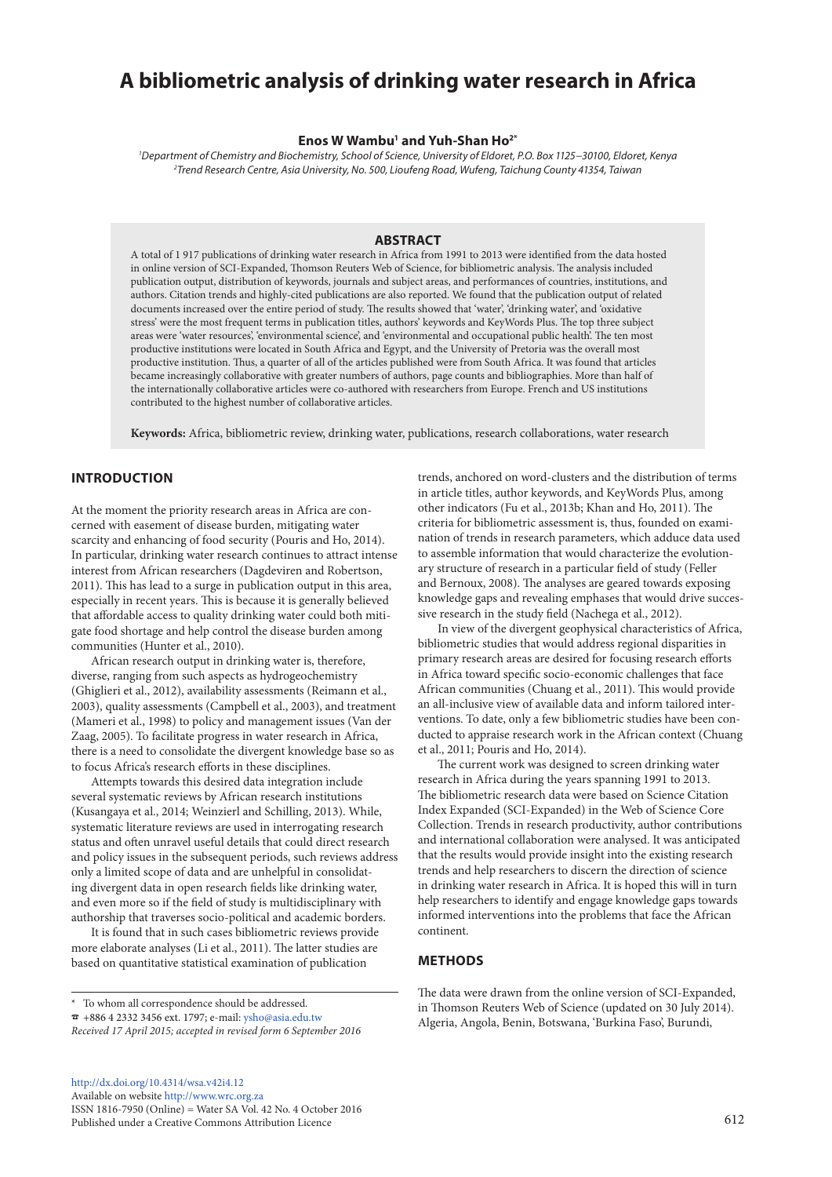# A bibliometric analysis of drinking water research in Africa

**Enos W Wambu[1] and Yuh-Shan Ho[2*]**

[1]*Department of Chemistry and Biochemistry, School of Science, University of Eldoret, P.O. Box 1125–30100, Eldoret, Kenya*
[2]*Trend Research Centre, Asia University, No. 500, Lioufeng Road, Wufeng, Taichung County 41354, Taiwan*

## ABSTRACT

A total of 1 917 publications of drinking water research in Africa from 1991 to 2013 were identified from the data hosted in online version of SCI-Expanded, Thomson Reuters Web of Science, for bibliometric analysis. The analysis included publication output, distribution of keywords, journals and subject areas, and performances of countries, institutions, and authors. Citation trends and highly-cited publications are also reported. We found that the publication output of related documents increased over the entire period of study. The results showed that 'water', 'drinking water', and 'oxidative stress' were the most frequent terms in publication titles, authors' keywords and KeyWords Plus. The top three subject areas were 'water resources', 'environmental science', and 'environmental and occupational public health'. The ten most productive institutions were located in South Africa and Egypt, and the University of Pretoria was the overall most productive institution. Thus, a quarter of all of the articles published were from South Africa. It was found that articles became increasingly collaborative with greater numbers of authors, page counts and bibliographies. More than half of the internationally collaborative articles were co-authored with researchers from Europe. French and US institutions contributed to the highest number of collaborative articles.

**Keywords:** Africa, bibliometric review, drinking water, publications, research collaborations, water research

## INTRODUCTION

At the moment the priority research areas in Africa are concerned with easement of disease burden, mitigating water scarcity and enhancing of food security (Pouris and Ho, 2014). In particular, drinking water research continues to attract intense interest from African researchers (Dagdeviren and Robertson, 2011). This has lead to a surge in publication output in this area, especially in recent years. This is because it is generally believed that affordable access to quality drinking water could both mitigate food shortage and help control the disease burden among communities (Hunter et al., 2010).

African research output in drinking water is, therefore, diverse, ranging from such aspects as hydrogeochemistry (Ghiglieri et al., 2012), availability assessments (Reimann et al., 2003), quality assessments (Campbell et al., 2003), and treatment (Mameri et al., 1998) to policy and management issues (Van der Zaag, 2005). To facilitate progress in water research in Africa, there is a need to consolidate the divergent knowledge base so as to focus Africa's research efforts in these disciplines.

Attempts towards this desired data integration include several systematic reviews by African research institutions (Kusangaya et al., 2014; Weinzierl and Schilling, 2013). While, systematic literature reviews are used in interrogating research status and often unravel useful details that could direct research and policy issues in the subsequent periods, such reviews address only a limited scope of data and are unhelpful in consolidating divergent data in open research fields like drinking water, and even more so if the field of study is multidisciplinary with authorship that traverses socio-political and academic borders.

It is found that in such cases bibliometric reviews provide more elaborate analyses (Li et al., 2011). The latter studies are based on quantitative statistical examination of publication trends, anchored on word-clusters and the distribution of terms in article titles, author keywords, and KeyWords Plus, among other indicators (Fu et al., 2013b; Khan and Ho, 2011). The criteria for bibliometric assessment is, thus, founded on examination of trends in research parameters, which adduce data used to assemble information that would characterize the evolutionary structure of research in a particular field of study (Feller and Bernoux, 2008). The analyses are geared towards exposing knowledge gaps and revealing emphases that would drive successive research in the study field (Nachega et al., 2012).

In view of the divergent geophysical characteristics of Africa, bibliometric studies that would address regional disparities in primary research areas are desired for focusing research efforts in Africa toward specific socio-economic challenges that face African communities (Chuang et al., 2011). This would provide an all-inclusive view of available data and inform tailored interventions. To date, only a few bibliometric studies have been conducted to appraise research work in the African context (Chuang et al., 2011; Pouris and Ho, 2014).

The current work was designed to screen drinking water research in Africa during the years spanning 1991 to 2013. The bibliometric research data were based on Science Citation Index Expanded (SCI-Expanded) in the Web of Science Core Collection. Trends in research productivity, author contributions and international collaboration were analysed. It was anticipated that the results would provide insight into the existing research trends and help researchers to discern the direction of science in drinking water research in Africa. It is hoped this will in turn help researchers to identify and engage knowledge gaps towards informed interventions into the problems that face the African continent.

## METHODS

The data were drawn from the online version of SCI-Expanded, in Thomson Reuters Web of Science (updated on 30 July 2014). Algeria, Angola, Benin, Botswana, 'Burkina Faso', Burundi,

* To whom all correspondence should be addressed.
☎ +886 4 2332 3456 ext. 1797; e-mail: ysho@asia.edu.tw
*Received 17 April 2015; accepted in revised form 6 September 2016*

http://dx.doi.org/10.4314/wsa.v42i4.12
Available on website http://www.wrc.org.za
ISSN 1816-7950 (Online) = Water SA Vol. 42 No. 4 October 2016
Published under a Creative Commons Attribution Licence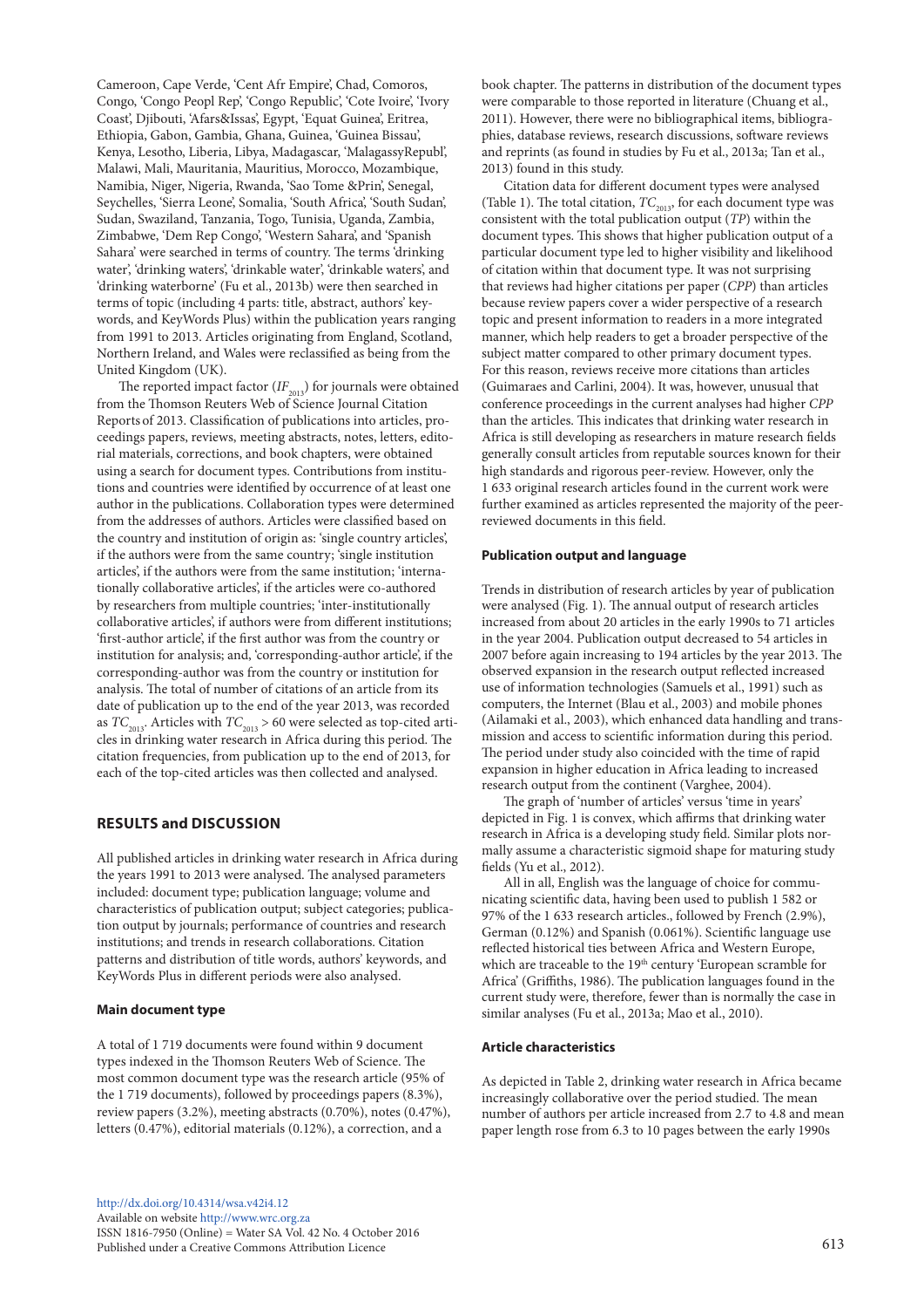Cameroon, Cape Verde, 'Cent Afr Empire', Chad, Comoros, Congo, 'Congo Peopl Rep', 'Congo Republic', 'Cote Ivoire', 'Ivory Coast', Djibouti, 'Afars&Issas', Egypt, 'Equat Guinea', Eritrea, Ethiopia, Gabon, Gambia, Ghana, Guinea, 'Guinea Bissau', Kenya, Lesotho, Liberia, Libya, Madagascar, 'MalagassyRepubl', Malawi, Mali, Mauritania, Mauritius, Morocco, Mozambique, Namibia, Niger, Nigeria, Rwanda, 'Sao Tome &Prin', Senegal, Seychelles, 'Sierra Leone', Somalia, 'South Africa', 'South Sudan', Sudan, Swaziland, Tanzania, Togo, Tunisia, Uganda, Zambia, Zimbabwe, 'Dem Rep Congo', 'Western Sahara', and 'Spanish Sahara' were searched in terms of country. The terms 'drinking water', 'drinking waters', 'drinkable water', 'drinkable waters', and 'drinking waterborne' (Fu et al., 2013b) were then searched in terms of topic (including 4 parts: title, abstract, authors' keywords, and KeyWords Plus) within the publication years ranging from 1991 to 2013. Articles originating from England, Scotland, Northern Ireland, and Wales were reclassified as being from the United Kingdom (UK).

The reported impact factor ($IF_{2013}$) for journals were obtained from the Thomson Reuters Web of Science Journal Citation Reports of 2013. Classification of publications into articles, proceedings papers, reviews, meeting abstracts, notes, letters, editorial materials, corrections, and book chapters, were obtained using a search for document types. Contributions from institutions and countries were identified by occurrence of at least one author in the publications. Collaboration types were determined from the addresses of authors. Articles were classified based on the country and institution of origin as: 'single country articles', if the authors were from the same country; 'single institution articles', if the authors were from the same institution; 'internationally collaborative articles', if the articles were co-authored by researchers from multiple countries; 'inter-institutionally collaborative articles', if authors were from different institutions; 'first-author article', if the first author was from the country or institution for analysis; and, 'corresponding-author article', if the corresponding-author was from the country or institution for analysis. The total of number of citations of an article from its date of publication up to the end of the year 2013, was recorded as $TC_{2013}$. Articles with $TC_{2013} > 60$ were selected as top-cited articles in drinking water research in Africa during this period. The citation frequencies, from publication up to the end of 2013, for each of the top-cited articles was then collected and analysed.

## RESULTS and DISCUSSION

All published articles in drinking water research in Africa during the years 1991 to 2013 were analysed. The analysed parameters included: document type; publication language; volume and characteristics of publication output; subject categories; publication output by journals; performance of countries and research institutions; and trends in research collaborations. Citation patterns and distribution of title words, authors' keywords, and KeyWords Plus in different periods were also analysed.

### Main document type

A total of 1 719 documents were found within 9 document types indexed in the Thomson Reuters Web of Science. The most common document type was the research article (95% of the 1 719 documents), followed by proceedings papers (8.3%), review papers (3.2%), meeting abstracts (0.70%), notes (0.47%), letters (0.47%), editorial materials (0.12%), a correction, and a book chapter. The patterns in distribution of the document types were comparable to those reported in literature (Chuang et al., 2011). However, there were no bibliographical items, bibliographies, database reviews, research discussions, software reviews and reprints (as found in studies by Fu et al., 2013a; Tan et al., 2013) found in this study.

Citation data for different document types were analysed (Table 1). The total citation, $TC_{2013}$, for each document type was consistent with the total publication output (*TP*) within the document types. This shows that higher publication output of a particular document type led to higher visibility and likelihood of citation within that document type. It was not surprising that reviews had higher citations per paper (*CPP*) than articles because review papers cover a wider perspective of a research topic and present information to readers in a more integrated manner, which help readers to get a broader perspective of the subject matter compared to other primary document types. For this reason, reviews receive more citations than articles (Guimaraes and Carlini, 2004). It was, however, unusual that conference proceedings in the current analyses had higher *CPP* than the articles. This indicates that drinking water research in Africa is still developing as researchers in mature research fields generally consult articles from reputable sources known for their high standards and rigorous peer-review. However, only the 1 633 original research articles found in the current work were further examined as articles represented the majority of the peer-reviewed documents in this field.

### Publication output and language

Trends in distribution of research articles by year of publication were analysed (Fig. 1). The annual output of research articles increased from about 20 articles in the early 1990s to 71 articles in the year 2004. Publication output decreased to 54 articles in 2007 before again increasing to 194 articles by the year 2013. The observed expansion in the research output reflected increased use of information technologies (Samuels et al., 1991) such as computers, the Internet (Blau et al., 2003) and mobile phones (Ailamaki et al., 2003), which enhanced data handling and transmission and access to scientific information during this period. The period under study also coincided with the time of rapid expansion in higher education in Africa leading to increased research output from the continent (Varghee, 2004).

The graph of 'number of articles' versus 'time in years' depicted in Fig. 1 is convex, which affirms that drinking water research in Africa is a developing study field. Similar plots normally assume a characteristic sigmoid shape for maturing study fields (Yu et al., 2012).

All in all, English was the language of choice for communicating scientific data, having been used to publish 1 582 or 97% of the 1 633 research articles., followed by French (2.9%), German (0.12%) and Spanish (0.061%). Scientific language use reflected historical ties between Africa and Western Europe, which are traceable to the 19th century 'European scramble for Africa' (Griffiths, 1986). The publication languages found in the current study were, therefore, fewer than is normally the case in similar analyses (Fu et al., 2013a; Mao et al., 2010).

### Article characteristics

As depicted in Table 2, drinking water research in Africa became increasingly collaborative over the period studied. The mean number of authors per article increased from 2.7 to 4.8 and mean paper length rose from 6.3 to 10 pages between the early 1990s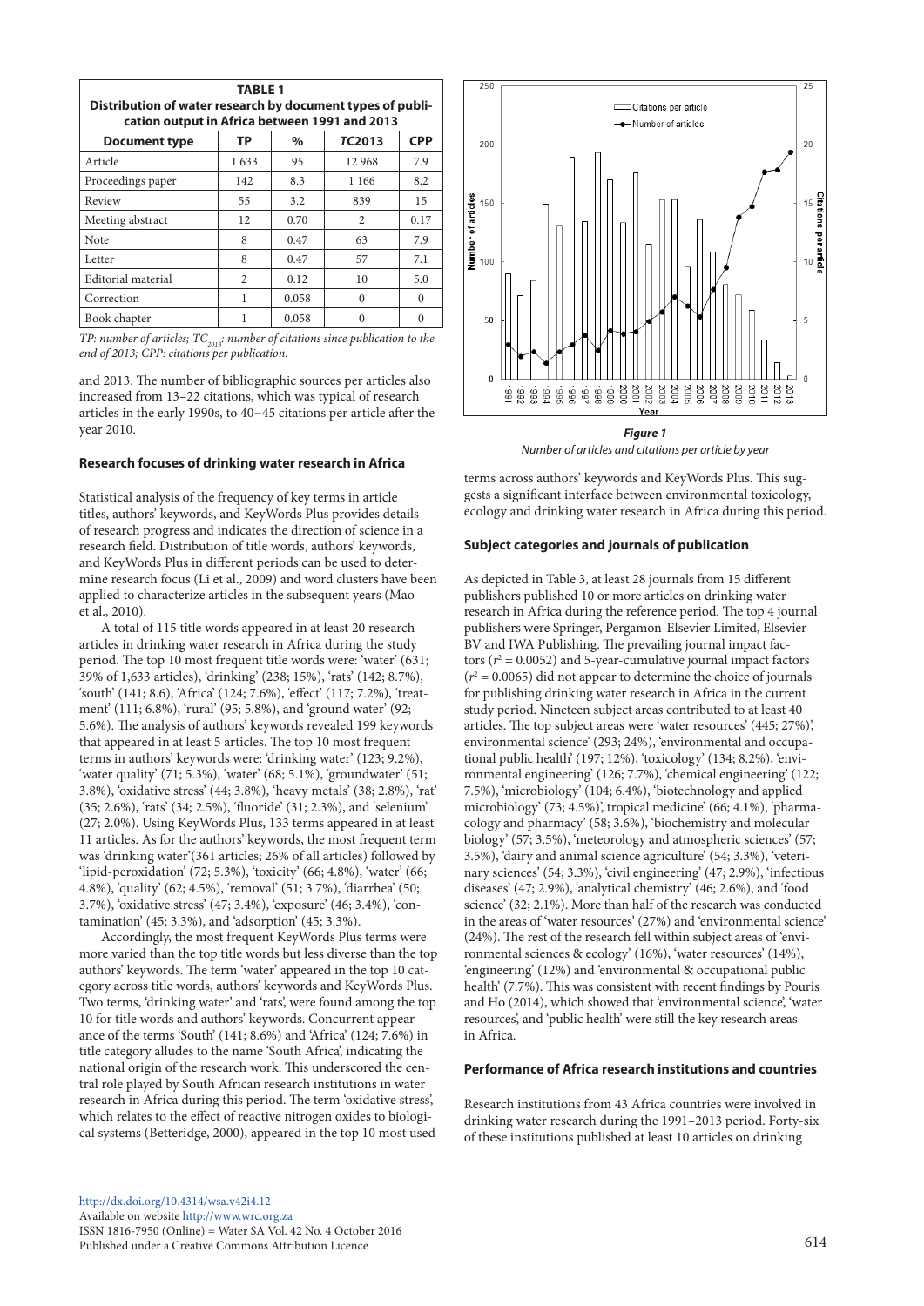**TABLE 1**
**Distribution of water research by document types of publication output in Africa between 1991 and 2013**

| Document type | TP | % | *TC2013* | CPP |
|---|---|---|---|---|
| Article | 1 633 | 95 | 12 968 | 7.9 |
| Proceedings paper | 142 | 8.3 | 1 166 | 8.2 |
| Review | 55 | 3.2 | 839 | 15 |
| Meeting abstract | 12 | 0.70 | 2 | 0.17 |
| Note | 8 | 0.47 | 63 | 7.9 |
| Letter | 8 | 0.47 | 57 | 7.1 |
| Editorial material | 2 | 0.12 | 10 | 5.0 |
| Correction | 1 | 0.058 | 0 | 0 |
| Book chapter | 1 | 0.058 | 0 | 0 |

*TP: number of articles; $TC_{2013}$: number of citations since publication to the end of 2013; CPP: citations per publication.*

and 2013. The number of bibliographic sources per articles also increased from 13–22 citations, which was typical of research articles in the early 1990s, to 40−45 citations per article after the year 2010.

*Figure 1*
*Number of articles and citations per article by year*

### Research focuses of drinking water research in Africa

Statistical analysis of the frequency of key terms in article titles, authors' keywords, and KeyWords Plus provides details of research progress and indicates the direction of science in a research field. Distribution of title words, authors' keywords, and KeyWords Plus in different periods can be used to determine research focus (Li et al., 2009) and word clusters have been applied to characterize articles in the subsequent years (Mao et al., 2010).

A total of 115 title words appeared in at least 20 research articles in drinking water research in Africa during the study period. The top 10 most frequent title words were: 'water' (631; 39% of 1,633 articles), 'drinking' (238; 15%), 'rats' (142; 8.7%), 'south' (141; 8.6), 'Africa' (124; 7.6%), 'effect' (117; 7.2%), 'treatment' (111; 6.8%), 'rural' (95; 5.8%), and 'ground water' (92; 5.6%). The analysis of authors' keywords revealed 199 keywords that appeared in at least 5 articles. The top 10 most frequent terms in authors' keywords were: 'drinking water' (123; 9.2%), 'water quality' (71; 5.3%), 'water' (68; 5.1%), 'groundwater' (51; 3.8%), 'oxidative stress' (44; 3.8%), 'heavy metals' (38; 2.8%), 'rat' (35; 2.6%), 'rats' (34; 2.5%), 'fluoride' (31; 2.3%), and 'selenium' (27; 2.0%). Using KeyWords Plus, 133 terms appeared in at least 11 articles. As for the authors' keywords, the most frequent term was 'drinking water'(361 articles; 26% of all articles) followed by 'lipid-peroxidation' (72; 5.3%), 'toxicity' (66; 4.8%), 'water' (66; 4.8%), 'quality' (62; 4.5%), 'removal' (51; 3.7%), 'diarrhea' (50; 3.7%), 'oxidative stress' (47; 3.4%), 'exposure' (46; 3.4%), 'contamination' (45; 3.3%), and 'adsorption' (45; 3.3%).

Accordingly, the most frequent KeyWords Plus terms were more varied than the top title words but less diverse than the top authors' keywords. The term 'water' appeared in the top 10 category across title words, authors' keywords and KeyWords Plus. Two terms, 'drinking water' and 'rats', were found among the top 10 for title words and authors' keywords. Concurrent appearance of the terms 'South' (141; 8.6%) and 'Africa' (124; 7.6%) in title category alludes to the name 'South Africa', indicating the national origin of the research work. This underscored the central role played by South African research institutions in water research in Africa during this period. The term 'oxidative stress', which relates to the effect of reactive nitrogen oxides to biological systems (Betteridge, 2000), appeared in the top 10 most used terms across authors' keywords and KeyWords Plus. This suggests a significant interface between environmental toxicology, ecology and drinking water research in Africa during this period.

### Subject categories and journals of publication

As depicted in Table 3, at least 28 journals from 15 different publishers published 10 or more articles on drinking water research in Africa during the reference period. The top 4 journal publishers were Springer, Pergamon-Elsevier Limited, Elsevier BV and IWA Publishing. The prevailing journal impact factors ($r^2 = 0.0052$) and 5-year-cumulative journal impact factors ($r^2 = 0.0065$) did not appear to determine the choice of journals for publishing drinking water research in Africa in the current study period. Nineteen subject areas contributed to at least 40 articles. The top subject areas were 'water resources' (445; 27%)', environmental science' (293; 24%), 'environmental and occupational public health' (197; 12%), 'toxicology' (134; 8.2%), 'environmental engineering' (126; 7.7%), 'chemical engineering' (122; 7.5%), 'microbiology' (104; 6.4%), 'biotechnology and applied microbiology' (73; 4.5%)', tropical medicine' (66; 4.1%), 'pharmacology and pharmacy' (58; 3.6%), 'biochemistry and molecular biology' (57; 3.5%), 'meteorology and atmospheric sciences' (57; 3.5%), 'dairy and animal science agriculture' (54; 3.3%), 'veterinary sciences' (54; 3.3%), 'civil engineering' (47; 2.9%), 'infectious diseases' (47; 2.9%), 'analytical chemistry' (46; 2.6%), and 'food science' (32; 2.1%). More than half of the research was conducted in the areas of 'water resources' (27%) and 'environmental science' (24%). The rest of the research fell within subject areas of 'environmental sciences & ecology' (16%), 'water resources' (14%), 'engineering' (12%) and 'environmental & occupational public health' (7.7%). This was consistent with recent findings by Pouris and Ho (2014), which showed that 'environmental science', 'water resources', and 'public health' were still the key research areas in Africa.

### Performance of Africa research institutions and countries

Research institutions from 43 Africa countries were involved in drinking water research during the 1991–2013 period. Forty-six of these institutions published at least 10 articles on drinking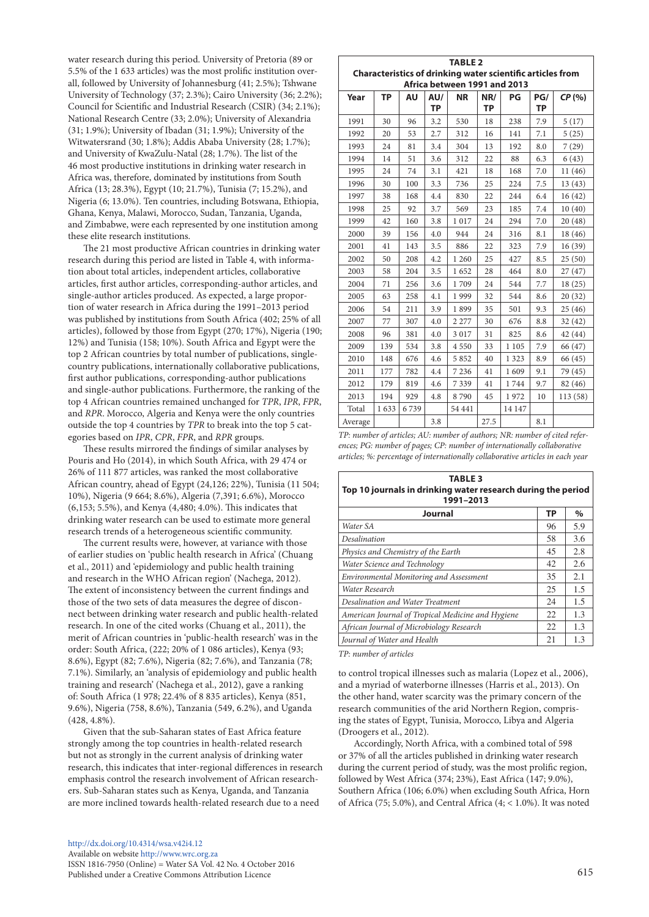water research during this period. University of Pretoria (89 or 5.5% of the 1 633 articles) was the most prolific institution overall, followed by University of Johannesburg (41; 2.5%); Tshwane University of Technology (37; 2.3%); Cairo University (36; 2.2%); Council for Scientific and Industrial Research (CSIR) (34; 2.1%); National Research Centre (33; 2.0%); University of Alexandria (31; 1.9%); University of Ibadan (31; 1.9%); University of the Witwatersrand (30; 1.8%); Addis Ababa University (28; 1.7%); and University of KwaZulu-Natal (28; 1.7%). The list of the 46 most productive institutions in drinking water research in Africa was, therefore, dominated by institutions from South Africa (13; 28.3%), Egypt (10; 21.7%), Tunisia (7; 15.2%), and Nigeria (6; 13.0%). Ten countries, including Botswana, Ethiopia, Ghana, Kenya, Malawi, Morocco, Sudan, Tanzania, Uganda, and Zimbabwe, were each represented by one institution among these elite research institutions.

The 21 most productive African countries in drinking water research during this period are listed in Table 4, with information about total articles, independent articles, collaborative articles, first author articles, corresponding-author articles, and single-author articles produced. As expected, a large proportion of water research in Africa during the 1991–2013 period was published by institutions from South Africa (402; 25% of all articles), followed by those from Egypt (270; 17%), Nigeria (190; 12%) and Tunisia (158; 10%). South Africa and Egypt were the top 2 African countries by total number of publications, single-country publications, internationally collaborative publications, first author publications, corresponding-author publications and single-author publications. Furthermore, the ranking of the top 4 African countries remained unchanged for *TPR*, *IPR*, *FPR*, and *RPR*. Morocco, Algeria and Kenya were the only countries outside the top 4 countries by *TPR* to break into the top 5 categories based on *IPR*, *CPR*, *FPR*, and *RPR* groups.

These results mirrored the findings of similar analyses by Pouris and Ho (2014), in which South Africa, with 29 474 or 26% of 111 877 articles, was ranked the most collaborative African country, ahead of Egypt (24,126; 22%), Tunisia (11 504; 10%), Nigeria (9 664; 8.6%), Algeria (7,391; 6.6%), Morocco (6,153; 5.5%), and Kenya (4,480; 4.0%). This indicates that drinking water research can be used to estimate more general research trends of a heterogeneous scientific community.

The current results were, however, at variance with those of earlier studies on 'public health research in Africa' (Chuang et al., 2011) and 'epidemiology and public health training and research in the WHO African region' (Nachega, 2012). The extent of inconsistency between the current findings and those of the two sets of data measures the degree of disconnect between drinking water research and public health-related research. In one of the cited works (Chuang et al., 2011), the merit of African countries in 'public-health research' was in the order: South Africa, (222; 20% of 1 086 articles), Kenya (93; 8.6%), Egypt (82; 7.6%), Nigeria (82; 7.6%), and Tanzania (78; 7.1%). Similarly, an 'analysis of epidemiology and public health training and research' (Nachega et al., 2012), gave a ranking of: South Africa (1 978; 22.4% of 8 835 articles), Kenya (851, 9.6%), Nigeria (758, 8.6%), Tanzania (549, 6.2%), and Uganda (428, 4.8%).

Given that the sub-Saharan states of East Africa feature strongly among the top countries in health-related research but not as strongly in the current analysis of drinking water research, this indicates that inter-regional differences in research emphasis control the research involvement of African researchers. Sub-Saharan states such as Kenya, Uganda, and Tanzania are more inclined towards health-related research due to a need to control tropical illnesses such as malaria (Lopez et al., 2006), and a myriad of waterborne illnesses (Harris et al., 2013). On the other hand, water scarcity was the primary concern of the research communities of the arid Northern Region, comprising the states of Egypt, Tunisia, Morocco, Libya and Algeria (Droogers et al., 2012).

Accordingly, North Africa, with a combined total of 598 or 37% of all the articles published in drinking water research during the current period of study, was the most prolific region, followed by West Africa (374; 23%), East Africa (147; 9.0%), Southern Africa (106; 6.0%) when excluding South Africa, Horn of Africa (75; 5.0%), and Central Africa (4; < 1.0%). It was noted

**TABLE 2**
**Characteristics of drinking water scientific articles from Africa between 1991 and 2013**

| Year | TP | AU | AU/TP | NR | NR/TP | PG | PG/TP | *CP* (%) |
|---|---|---|---|---|---|---|---|---|
| 1991 | 30 | 96 | 3.2 | 530 | 18 | 238 | 7.9 | 5 (17) |
| 1992 | 20 | 53 | 2.7 | 312 | 16 | 141 | 7.1 | 5 (25) |
| 1993 | 24 | 81 | 3.4 | 304 | 13 | 192 | 8.0 | 7 (29) |
| 1994 | 14 | 51 | 3.6 | 312 | 22 | 88 | 6.3 | 6 (43) |
| 1995 | 24 | 74 | 3.1 | 421 | 18 | 168 | 7.0 | 11 (46) |
| 1996 | 30 | 100 | 3.3 | 736 | 25 | 224 | 7.5 | 13 (43) |
| 1997 | 38 | 168 | 4.4 | 830 | 22 | 244 | 6.4 | 16 (42) |
| 1998 | 25 | 92 | 3.7 | 569 | 23 | 185 | 7.4 | 10 (40) |
| 1999 | 42 | 160 | 3.8 | 1 017 | 24 | 294 | 7.0 | 20 (48) |
| 2000 | 39 | 156 | 4.0 | 944 | 24 | 316 | 8.1 | 18 (46) |
| 2001 | 41 | 143 | 3.5 | 886 | 22 | 323 | 7.9 | 16 (39) |
| 2002 | 50 | 208 | 4.2 | 1 260 | 25 | 427 | 8.5 | 25 (50) |
| 2003 | 58 | 204 | 3.5 | 1 652 | 28 | 464 | 8.0 | 27 (47) |
| 2004 | 71 | 256 | 3.6 | 1 709 | 24 | 544 | 7.7 | 18 (25) |
| 2005 | 63 | 258 | 4.1 | 1 999 | 32 | 544 | 8.6 | 20 (32) |
| 2006 | 54 | 211 | 3.9 | 1 899 | 35 | 501 | 9.3 | 25 (46) |
| 2007 | 77 | 307 | 4.0 | 2 277 | 30 | 676 | 8.8 | 32 (42) |
| 2008 | 96 | 381 | 4.0 | 3 017 | 31 | 825 | 8.6 | 42 (44) |
| 2009 | 139 | 534 | 3.8 | 4 550 | 33 | 1 105 | 7.9 | 66 (47) |
| 2010 | 148 | 676 | 4.6 | 5 852 | 40 | 1 323 | 8.9 | 66 (45) |
| 2011 | 177 | 782 | 4.4 | 7 236 | 41 | 1 609 | 9.1 | 79 (45) |
| 2012 | 179 | 819 | 4.6 | 7 339 | 41 | 1 744 | 9.7 | 82 (46) |
| 2013 | 194 | 929 | 4.8 | 8 790 | 45 | 1 972 | 10 | 113 (58) |
| Total | 1 633 | 6 739 | | 54 441 | | 14 147 | | |
| Average | | | 3.8 | | 27.5 | | 8.1 | |

*TP: number of articles; AU: number of authors; NR: number of cited references; PG: number of pages; CP: number of internationally collaborative articles; %: percentage of internationally collaborative articles in each year*

**TABLE 3**
**Top 10 journals in drinking water research during the period 1991–2013**

| Journal | TP | % |
|---|---|---|
| *Water SA* | 96 | 5.9 |
| *Desalination* | 58 | 3.6 |
| *Physics and Chemistry of the Earth* | 45 | 2.8 |
| *Water Science and Technology* | 42 | 2.6 |
| *Environmental Monitoring and Assessment* | 35 | 2.1 |
| *Water Research* | 25 | 1.5 |
| *Desalination and Water Treatment* | 24 | 1.5 |
| *American Journal of Tropical Medicine and Hygiene* | 22 | 1.3 |
| *African Journal of Microbiology Research* | 22 | 1.3 |
| *Journal of Water and Health* | 21 | 1.3 |

*TP: number of articles*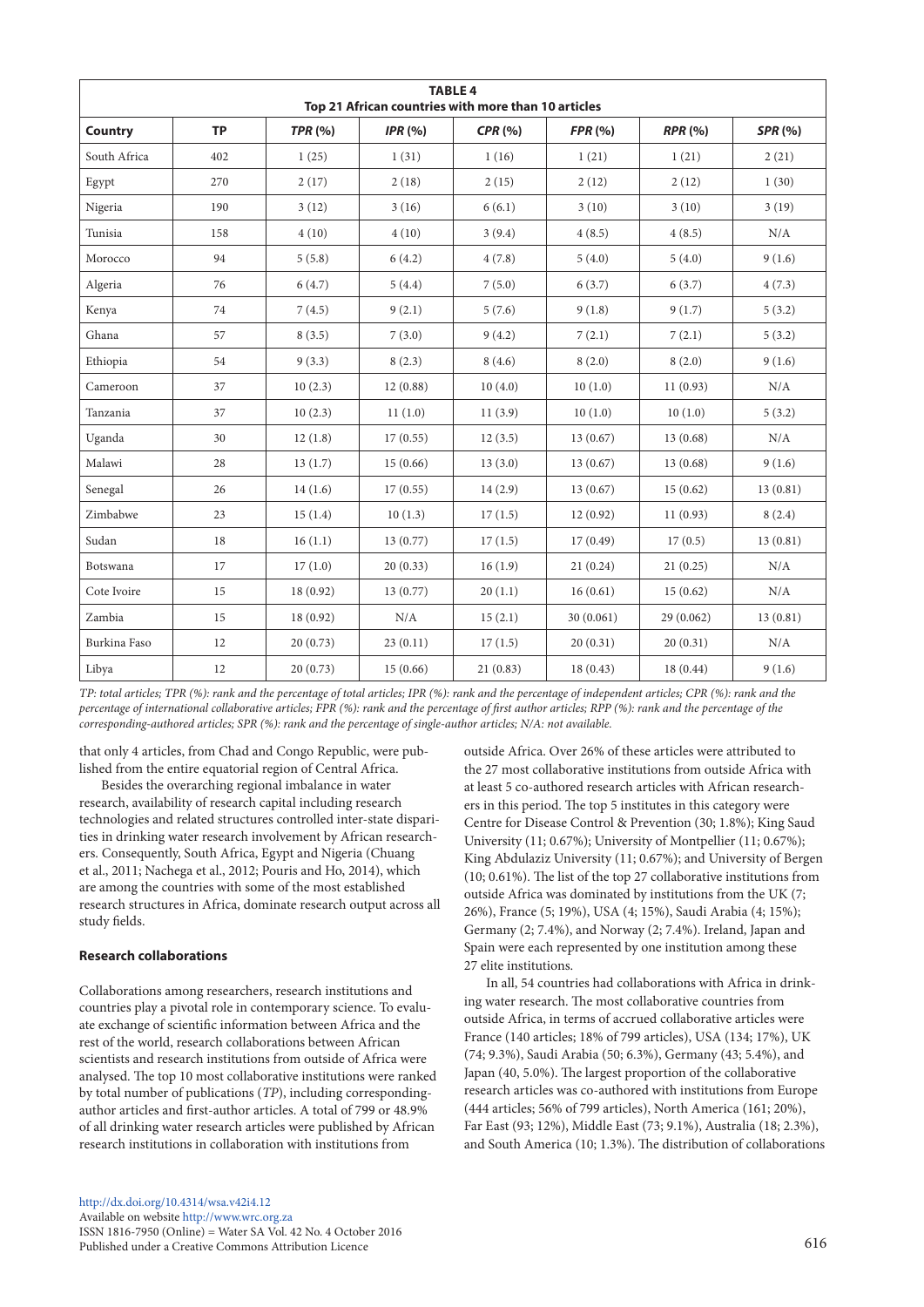**TABLE 4**
**Top 21 African countries with more than 10 articles**

| Country | TP | *TPR* (%) | *IPR* (%) | *CPR* (%) | *FPR* (%) | *RPR* (%) | *SPR* (%) |
|---|---|---|---|---|---|---|---|
| South Africa | 402 | 1 (25) | 1 (31) | 1 (16) | 1 (21) | 1 (21) | 2 (21) |
| Egypt | 270 | 2 (17) | 2 (18) | 2 (15) | 2 (12) | 2 (12) | 1 (30) |
| Nigeria | 190 | 3 (12) | 3 (16) | 6 (6.1) | 3 (10) | 3 (10) | 3 (19) |
| Tunisia | 158 | 4 (10) | 4 (10) | 3 (9.4) | 4 (8.5) | 4 (8.5) | N/A |
| Morocco | 94 | 5 (5.8) | 6 (4.2) | 4 (7.8) | 5 (4.0) | 5 (4.0) | 9 (1.6) |
| Algeria | 76 | 6 (4.7) | 5 (4.4) | 7 (5.0) | 6 (3.7) | 6 (3.7) | 4 (7.3) |
| Kenya | 74 | 7 (4.5) | 9 (2.1) | 5 (7.6) | 9 (1.8) | 9 (1.7) | 5 (3.2) |
| Ghana | 57 | 8 (3.5) | 7 (3.0) | 9 (4.2) | 7 (2.1) | 7 (2.1) | 5 (3.2) |
| Ethiopia | 54 | 9 (3.3) | 8 (2.3) | 8 (4.6) | 8 (2.0) | 8 (2.0) | 9 (1.6) |
| Cameroon | 37 | 10 (2.3) | 12 (0.88) | 10 (4.0) | 10 (1.0) | 11 (0.93) | N/A |
| Tanzania | 37 | 10 (2.3) | 11 (1.0) | 11 (3.9) | 10 (1.0) | 10 (1.0) | 5 (3.2) |
| Uganda | 30 | 12 (1.8) | 17 (0.55) | 12 (3.5) | 13 (0.67) | 13 (0.68) | N/A |
| Malawi | 28 | 13 (1.7) | 15 (0.66) | 13 (3.0) | 13 (0.67) | 13 (0.68) | 9 (1.6) |
| Senegal | 26 | 14 (1.6) | 17 (0.55) | 14 (2.9) | 13 (0.67) | 15 (0.62) | 13 (0.81) |
| Zimbabwe | 23 | 15 (1.4) | 10 (1.3) | 17 (1.5) | 12 (0.92) | 11 (0.93) | 8 (2.4) |
| Sudan | 18 | 16 (1.1) | 13 (0.77) | 17 (1.5) | 17 (0.49) | 17 (0.5) | 13 (0.81) |
| Botswana | 17 | 17 (1.0) | 20 (0.33) | 16 (1.9) | 21 (0.24) | 21 (0.25) | N/A |
| Cote Ivoire | 15 | 18 (0.92) | 13 (0.77) | 20 (1.1) | 16 (0.61) | 15 (0.62) | N/A |
| Zambia | 15 | 18 (0.92) | N/A | 15 (2.1) | 30 (0.061) | 29 (0.062) | 13 (0.81) |
| Burkina Faso | 12 | 20 (0.73) | 23 (0.11) | 17 (1.5) | 20 (0.31) | 20 (0.31) | N/A |
| Libya | 12 | 20 (0.73) | 15 (0.66) | 21 (0.83) | 18 (0.43) | 18 (0.44) | 9 (1.6) |

*TP: total articles; TPR (%): rank and the percentage of total articles; IPR (%): rank and the percentage of independent articles; CPR (%): rank and the percentage of international collaborative articles; FPR (%): rank and the percentage of first author articles; RPP (%): rank and the percentage of the corresponding-authored articles; SPR (%): rank and the percentage of single-author articles; N/A: not available.*

that only 4 articles, from Chad and Congo Republic, were published from the entire equatorial region of Central Africa.

Besides the overarching regional imbalance in water research, availability of research capital including research technologies and related structures controlled inter-state disparities in drinking water research involvement by African researchers. Consequently, South Africa, Egypt and Nigeria (Chuang et al., 2011; Nachega et al., 2012; Pouris and Ho, 2014), which are among the countries with some of the most established research structures in Africa, dominate research output across all study fields.

### Research collaborations

Collaborations among researchers, research institutions and countries play a pivotal role in contemporary science. To evaluate exchange of scientific information between Africa and the rest of the world, research collaborations between African scientists and research institutions from outside of Africa were analysed. The top 10 most collaborative institutions were ranked by total number of publications (*TP*), including corresponding-author articles and first-author articles. A total of 799 or 48.9% of all drinking water research articles were published by African research institutions in collaboration with institutions from outside Africa. Over 26% of these articles were attributed to the 27 most collaborative institutions from outside Africa with at least 5 co-authored research articles with African researchers in this period. The top 5 institutes in this category were Centre for Disease Control & Prevention (30; 1.8%); King Saud University (11; 0.67%); University of Montpellier (11; 0.67%); King Abdulaziz University (11; 0.67%); and University of Bergen (10; 0.61%). The list of the top 27 collaborative institutions from outside Africa was dominated by institutions from the UK (7; 26%), France (5; 19%), USA (4; 15%), Saudi Arabia (4; 15%); Germany (2; 7.4%), and Norway (2; 7.4%). Ireland, Japan and Spain were each represented by one institution among these 27 elite institutions.

In all, 54 countries had collaborations with Africa in drinking water research. The most collaborative countries from outside Africa, in terms of accrued collaborative articles were France (140 articles; 18% of 799 articles), USA (134; 17%), UK (74; 9.3%), Saudi Arabia (50; 6.3%), Germany (43; 5.4%), and Japan (40, 5.0%). The largest proportion of the collaborative research articles was co-authored with institutions from Europe (444 articles; 56% of 799 articles), North America (161; 20%), Far East (93; 12%), Middle East (73; 9.1%), Australia (18; 2.3%), and South America (10; 1.3%). The distribution of collaborations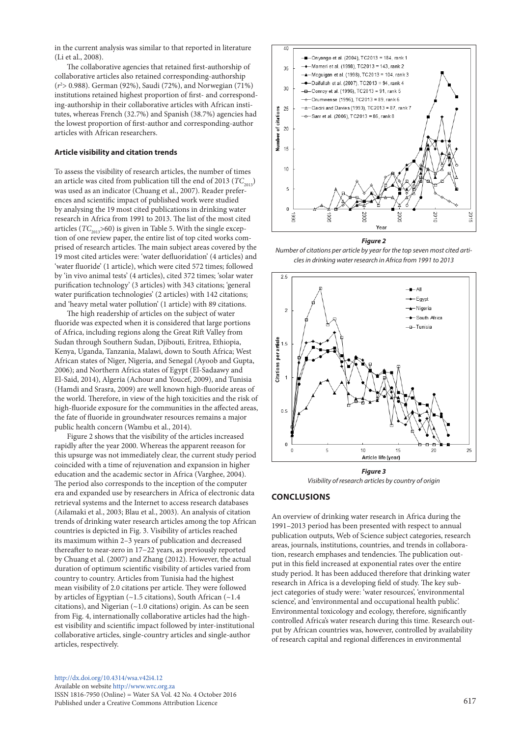in the current analysis was similar to that reported in literature (Li et al., 2008).

The collaborative agencies that retained first-authorship of collaborative articles also retained corresponding-authorship ($r^2$> 0.988). German (92%), Saudi (72%), and Norwegian (71%) institutions retained highest proportion of first- and corresponding-authorship in their collaborative articles with African institutes, whereas French (32.7%) and Spanish (38.7%) agencies had the lowest proportion of first-author and corresponding-author articles with African researchers.

### Article visibility and citation trends

To assess the visibility of research articles, the number of times an article was cited from publication till the end of 2013 ($TC_{2013}$) was used as an indicator (Chuang et al., 2007). Reader preferences and scientific impact of published work were studied by analysing the 19 most cited publications in drinking water research in Africa from 1991 to 2013. The list of the most cited articles ($TC_{2013}$>60) is given in Table 5. With the single exception of one review paper, the entire list of top cited works comprised of research articles. The main subject areas covered by the 19 most cited articles were: 'water defluoridation' (4 articles) and 'water fluoride' (1 article), which were cited 572 times; followed by 'in vivo animal tests' (4 articles), cited 372 times; 'solar water purification technology' (3 articles) with 343 citations; 'general water purification technologies' (2 articles) with 142 citations; and 'heavy metal water pollution' (1 article) with 89 citations.

The high readership of articles on the subject of water fluoride was expected when it is considered that large portions of Africa, including regions along the Great Rift Valley from Sudan through Southern Sudan, Djibouti, Eritrea, Ethiopia, Kenya, Uganda, Tanzania, Malawi, down to South Africa; West African states of Niger, Nigeria, and Senegal (Ayoob and Gupta, 2006); and Northern Africa states of Egypt (El-Sadaawy and El-Said, 2014), Algeria (Achour and Youcef, 2009), and Tunisia (Hamdi and Srasra, 2009) are well known high-fluoride areas of the world. Therefore, in view of the high toxicities and the risk of high-fluoride exposure for the communities in the affected areas, the fate of fluoride in groundwater resources remains a major public health concern (Wambu et al., 2014).

Figure 2 shows that the visibility of the articles increased rapidly after the year 2000. Whereas the apparent reeason for this upsurge was not immediately clear, the current study period coincided with a time of rejuvenation and expansion in higher education and the academic sector in Africa (Varghee, 2004). The period also corresponds to the inception of the computer era and expanded use by researchers in Africa of electronic data retrieval systems and the Internet to access research databases (Ailamaki et al., 2003; Blau et al., 2003). An analysis of citation trends of drinking water research articles among the top African countries is depicted in Fig. 3. Visibility of articles reached its maximum within 2–3 years of publication and decreased thereafter to near-zero in 17−22 years, as previously reported by Chuang et al. (2007) and Zhang (2012). However, the actual duration of optimum scientific visibility of articles varied from country to country. Articles from Tunisia had the highest mean visibility of 2.0 citations per article. They were followed by articles of Egyptian (~1.5 citations), South African (~1.4 citations), and Nigerian (~1.0 citations) origin. As can be seen from Fig. 4, internationally collaborative articles had the highest visibility and scientific impact followed by inter-institutional collaborative articles, single-country articles and single-author articles, respectively.

**Figure 2**
*Number of citations per article by year for the top seven most cited articles in drinking water research in Africa from 1991 to 2013*

**Figure 3**
*Visibility of research articles by country of origin*

## CONCLUSIONS

An overview of drinking water research in Africa during the 1991–2013 period has been presented with respect to annual publication outputs, Web of Science subject categories, research areas, journals, institutions, countries, and trends in collaboration, research emphases and tendencies. The publication output in this field increased at exponential rates over the entire study period. It has been adduced therefore that drinking water research in Africa is a developing field of study. The key subject categories of study were: 'water resources', 'environmental science', and 'environmental and occupational health public'. Environmental toxicology and ecology, therefore, significantly controlled Africa's water research during this time. Research output by African countries was, however, controlled by availability of research capital and regional differences in environmental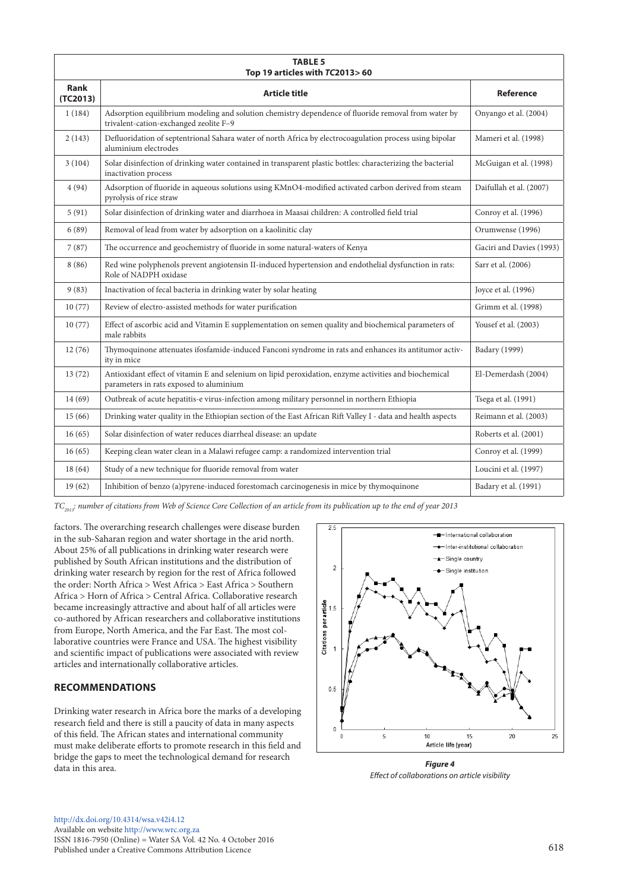**TABLE 5**
**Top 19 articles with $TC_{2013}$> 60**

| Rank (TC2013) | Article title | Reference |
|---|---|---|
| 1 (184) | Adsorption equilibrium modeling and solution chemistry dependence of fluoride removal from water by trivalent-cation-exchanged zeolite F–9 | Onyango et al. (2004) |
| 2 (143) | Defluoridation of septentrional Sahara water of north Africa by electrocoagulation process using bipolar aluminium electrodes | Mameri et al. (1998) |
| 3 (104) | Solar disinfection of drinking water contained in transparent plastic bottles: characterizing the bacterial inactivation process | McGuigan et al. (1998) |
| 4 (94) | Adsorption of fluoride in aqueous solutions using KMnO4-modified activated carbon derived from steam pyrolysis of rice straw | Daifullah et al. (2007) |
| 5 (91) | Solar disinfection of drinking water and diarrhoea in Maasai children: A controlled field trial | Conroy et al. (1996) |
| 6 (89) | Removal of lead from water by adsorption on a kaolinitic clay | Orumwense (1996) |
| 7 (87) | The occurrence and geochemistry of fluoride in some natural-waters of Kenya | Gaciri and Davies (1993) |
| 8 (86) | Red wine polyphenols prevent angiotensin II-induced hypertension and endothelial dysfunction in rats: Role of NADPH oxidase | Sarr et al. (2006) |
| 9 (83) | Inactivation of fecal bacteria in drinking water by solar heating | Joyce et al. (1996) |
| 10 (77) | Review of electro-assisted methods for water purification | Grimm et al. (1998) |
| 10 (77) | Effect of ascorbic acid and Vitamin E supplementation on semen quality and biochemical parameters of male rabbits | Yousef et al. (2003) |
| 12 (76) | Thymoquinone attenuates ifosfamide-induced Fanconi syndrome in rats and enhances its antitumor activity in mice | Badary (1999) |
| 13 (72) | Antioxidant effect of vitamin E and selenium on lipid peroxidation, enzyme activities and biochemical parameters in rats exposed to aluminium | El-Demerdash (2004) |
| 14 (69) | Outbreak of acute hepatitis-e virus-infection among military personnel in northern Ethiopia | Tsega et al. (1991) |
| 15 (66) | Drinking water quality in the Ethiopian section of the East African Rift Valley I - data and health aspects | Reimann et al. (2003) |
| 16 (65) | Solar disinfection of water reduces diarrheal disease: an update | Roberts et al. (2001) |
| 16 (65) | Keeping clean water clean in a Malawi refugee camp: a randomized intervention trial | Conroy et al. (1999) |
| 18 (64) | Study of a new technique for fluoride removal from water | Loucini et al. (1997) |
| 19 (62) | Inhibition of benzo (a)pyrene-induced forestomach carcinogenesis in mice by thymoquinone | Badary et al. (1991) |

*$TC_{2013}$: number of citations from Web of Science Core Collection of an article from its publication up to the end of year 2013*

factors. The overarching research challenges were disease burden in the sub-Saharan region and water shortage in the arid north. About 25% of all publications in drinking water research were published by South African institutions and the distribution of drinking water research by region for the rest of Africa followed the order: North Africa > West Africa > East Africa > Southern Africa > Horn of Africa > Central Africa. Collaborative research became increasingly attractive and about half of all articles were co-authored by African researchers and collaborative institutions from Europe, North America, and the Far East. The most collaborative countries were France and USA. The highest visibility and scientific impact of publications were associated with review articles and internationally collaborative articles.

## RECOMMENDATIONS

Drinking water research in Africa bore the marks of a developing research field and there is still a paucity of data in many aspects of this field. The African states and international community must make deliberate efforts to promote research in this field and bridge the gaps to meet the technological demand for research data in this area.

***Figure 4***
*Effect of collaborations on article visibility*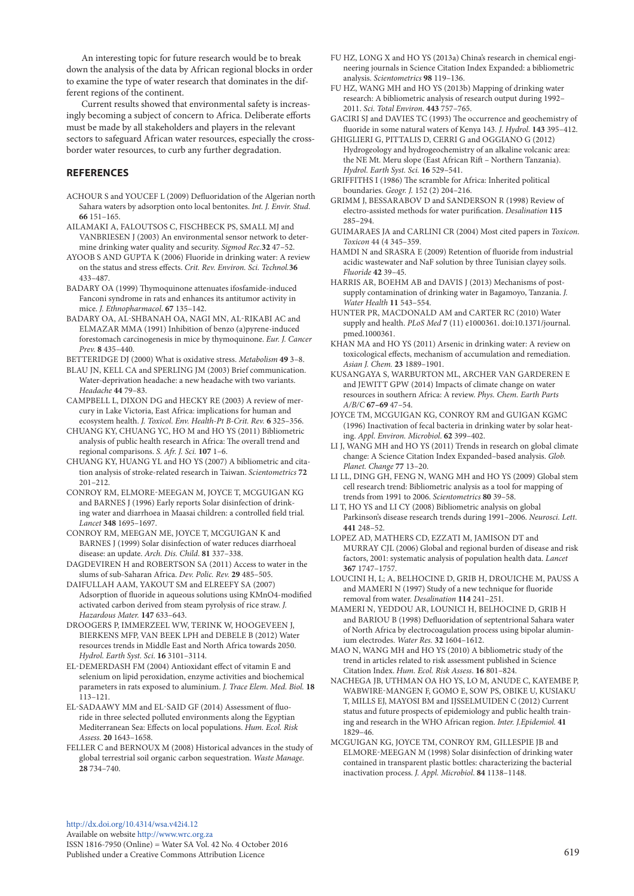An interesting topic for future research would be to break down the analysis of the data by African regional blocks in order to examine the type of water research that dominates in the different regions of the continent.

Current results showed that environmental safety is increasingly becoming a subject of concern to Africa. Deliberate efforts must be made by all stakeholders and players in the relevant sectors to safeguard African water resources, especially the cross-border water resources, to curb any further degradation.

## REFERENCES

ACHOUR S and YOUCEF L (2009) Defluoridation of the Algerian north Sahara waters by adsorption onto local bentonites. *Int. J. Envir. Stud*. **66** 151–165.

AILAMAKI A, FALOUTSOS C, FISCHBECK PS, SMALL MJ and VANBRIESEN J (2003) An environmental sensor network to determine drinking water quality and security. *Sigmod Rec*.**32** 47–52.

AYOOB S AND GUPTA K (2006) Fluoride in drinking water: A review on the status and stress effects. *Crit. Rev. Environ. Sci. Technol.***36** 433–487.

BADARY OA (1999) Thymoquinone attenuates ifosfamide-induced Fanconi syndrome in rats and enhances its antitumor activity in mice. *J. Ethnopharmacol*. **67** 135–142.

BADARY OA, AL-SHBANAH OA, NAGI MN, AL-RIKABI AC and ELMAZAR MMA (1991) Inhibition of benzo (a)pyrene-induced forestomach carcinogenesis in mice by thymoquinone. *Eur. J. Cancer Prev.* **8** 435–440.

BETTERIDGE DJ (2000) What is oxidative stress. *Metabolism* **49** 3–8.

BLAU JN, KELL CA and SPERLING JM (2003) Brief communication. Water-deprivation headache: a new headache with two variants. *Headache* **44** 79–83.

CAMPBELL L, DIXON DG and HECKY RE (2003) A review of mercury in Lake Victoria, East Africa: implications for human and ecosystem health. *J. Toxicol. Env. Health-Pt B-Crit. Rev.* **6** 325–356.

CHUANG KY, CHUANG YC, HO M and HO YS (2011) Bibliometric analysis of public health research in Africa: The overall trend and regional comparisons. *S. Afr. J. Sci.* **107** 1–6.

CHUANG KY, HUANG YL and HO YS (2007) A bibliometric and citation analysis of stroke-related research in Taiwan. *Scientometrics* **72** 201–212.

CONROY RM, ELMORE-MEEGAN M, JOYCE T, MCGUIGAN KG and BARNES J (1996) Early reports Solar disinfection of drinking water and diarrhoea in Maasai children: a controlled field trial*. Lancet* **348** 1695–1697.

CONROY RM, MEEGAN ME, JOYCE T, MCGUIGAN K and BARNES J (1999) Solar disinfection of water reduces diarrhoeal disease: an update. *Arch. Dis. Child*. **81** 337–338.

DAGDEVIREN H and ROBERTSON SA (2011) Access to water in the slums of sub-Saharan Africa. *Dev. Polic. Rev.* **29** 485–505.

DAIFULLAH AAM, YAKOUT SM and ELREEFY SA (2007) Adsorption of fluoride in aqueous solutions using KMnO4-modified activated carbon derived from steam pyrolysis of rice straw. *J. Hazardous Mater.* **147** 633–643.

DROOGERS P, IMMERZEEL WW, TERINK W, HOOGEVEEN J, BIERKENS MFP, VAN BEEK LPH and DEBELE B (2012) Water resources trends in Middle East and North Africa towards 2050. *Hydrol. Earth Syst. Sci*. **16** 3101–3114.

EL-DEMERDASH FM (2004) Antioxidant effect of vitamin E and selenium on lipid peroxidation, enzyme activities and biochemical parameters in rats exposed to aluminium. *J. Trace Elem. Med. Biol.* **18** 113–121.

EL-SADAAWY MM and EL-SAID GF (2014) Assessment of fluoride in three selected polluted environments along the Egyptian Mediterranean Sea: Effects on local populations. *Hum. Ecol. Risk Assess.* **20** 1643–1658.

FELLER C and BERNOUX M (2008) Historical advances in the study of global terrestrial soil organic carbon sequestration. *Waste Manage.* **28** 734–740.

FU HZ, LONG X and HO YS (2013a) China's research in chemical engineering journals in Science Citation Index Expanded: a bibliometric analysis. *Scientometrics* **98** 119–136.

FU HZ, WANG MH and HO YS (2013b) Mapping of drinking water research: A bibliometric analysis of research output during 1992–2011. *Sci. Total Environ*. **443** 757–765.

GACIRI SJ and DAVIES TC (1993) The occurrence and geochemistry of fluoride in some natural waters of Kenya 143. *J. Hydrol.* **143** 395–412.

GHIGLIERI G, PITTALIS D, CERRI G and OGGIANO G (2012) Hydrogeology and hydrogeochemistry of an alkaline volcanic area: the NE Mt. Meru slope (East African Rift – Northern Tanzania). *Hydrol. Earth Syst. Sci.* **16** 529–541.

GRIFFITHS I (1986) The scramble for Africa: Inherited political boundaries. *Geogr. J.* 152 (2) 204–216.

GRIMM J, BESSARABOV D and SANDERSON R (1998) Review of electro-assisted methods for water purification. *Desalination* **115** 285–294.

GUIMARAES JA and CARLINI CR (2004) Most cited papers in *Toxicon*. *Toxicon* 44 (4 345–359.

HAMDI N and SRASRA E (2009) Retention of fluoride from industrial acidic wastewater and NaF solution by three Tunisian clayey soils. *Fluoride* **42** 39–45.

HARRIS AR, BOEHM AB and DAVIS J (2013) Mechanisms of post-supply contamination of drinking water in Bagamoyo, Tanzania. *J. Water Health* **11** 543–554.

HUNTER PR, MACDONALD AM and CARTER RC (2010) Water supply and health. *PLoS Med* **7** (11) e1000361. doi:10.1371/journal.pmed.1000361.

KHAN MA and HO YS (2011) Arsenic in drinking water: A review on toxicological effects, mechanism of accumulation and remediation. *Asian J. Chem.* **23** 1889–1901.

KUSANGAYA S, WARBURTON ML, ARCHER VAN GARDEREN E and JEWITT GPW (2014) Impacts of climate change on water resources in southern Africa: A review. *Phys. Chem. Earth Parts A/B/C* **67–69** 47–54.

JOYCE TM, MCGUIGAN KG, CONROY RM and GUIGAN KGMC (1996) Inactivation of fecal bacteria in drinking water by solar heating. *Appl. Environ. Microbiol*. **62** 399–402.

LI J, WANG MH and HO YS (2011) Trends in research on global climate change: A Science Citation Index Expanded–based analysis. *Glob. Planet. Change* **77** 13–20.

LI LL, DING GH, FENG N, WANG MH and HO YS (2009) Global stem cell research trend: Bibliometric analysis as a tool for mapping of trends from 1991 to 2006. *Scientometrics* **80** 39–58.

LI T, HO YS and LI CY (2008) Bibliometric analysis on global Parkinson's disease research trends during 1991–2006. *Neurosci. Lett*. **441** 248–52.

LOPEZ AD, MATHERS CD, EZZATI M, JAMISON DT and MURRAY CJL (2006) Global and regional burden of disease and risk factors, 2001: systematic analysis of population health data. *Lancet* **367** 1747–1757.

LOUCINI H, L; A, BELHOCINE D, GRIB H, DROUICHE M, PAUSS A and MAMERI N (1997) Study of a new technique for fluoride removal from water. *Desalination* **114** 241–251.

MAMERI N, YEDDOU AR, LOUNICI H, BELHOCINE D, GRIB H and BARIOU B (1998) Defluoridation of septentrional Sahara water of North Africa by electrocoagulation process using bipolar aluminium electrodes. *Water Res.* **32** 1604–1612.

MAO N, WANG MH and HO YS (2010) A bibliometric study of the trend in articles related to risk assessment published in Science Citation Index. *Hum. Ecol. Risk Assess*. **16** 801–824.

NACHEGA JB, UTHMAN OA HO YS, LO M, ANUDE C, KAYEMBE P, WABWIRE-MANGEN F, GOMO E, SOW PS, OBIKE U, KUSIAKU T, MILLS EJ, MAYOSI BM and IJSSELMUIDEN C (2012) Current status and future prospects of epidemiology and public health training and research in the WHO African region. *Inter. J.Epidemiol.* **41** 1829–46.

MCGUIGAN KG, JOYCE TM, CONROY RM, GILLESPIE JB and ELMORE-MEEGAN M (1998) Solar disinfection of drinking water contained in transparent plastic bottles: characterizing the bacterial inactivation process. *J. Appl. Microbiol*. **84** 1138–1148.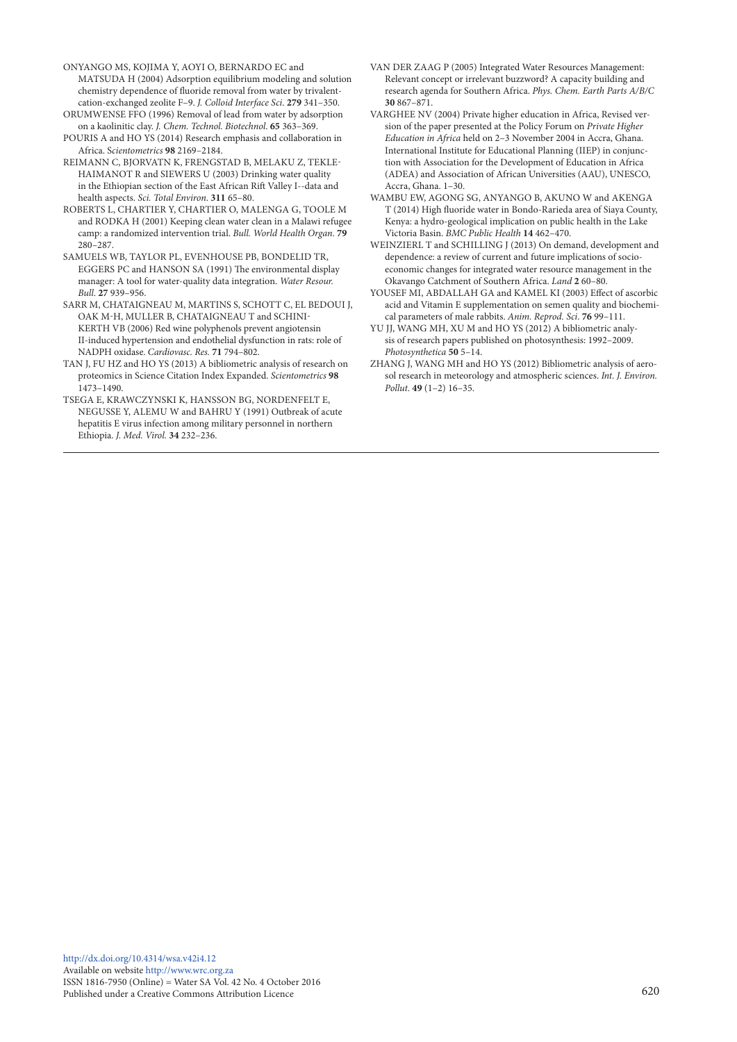ONYANGO MS, KOJIMA Y, AOYI O, BERNARDO EC and MATSUDA H (2004) Adsorption equilibrium modeling and solution chemistry dependence of fluoride removal from water by trivalent-cation-exchanged zeolite F-9. *J. Colloid Interface Sci*. **279** 341–350.

ORUMWENSE FFO (1996) Removal of lead from water by adsorption on a kaolinitic clay. *J. Chem. Technol. Biotechnol*. **65** 363–369.

POURIS A and HO YS (2014) Research emphasis and collaboration in Africa. S*cientometrics* **98** 2169–2184.

REIMANN C, BJORVATN K, FRENGSTAD B, MELAKU Z, TEKLE-HAIMANOT R and SIEWERS U (2003) Drinking water quality in the Ethiopian section of the East African Rift Valley I--data and health aspects. *Sci. Total Environ*. **311** 65–80.

ROBERTS L, CHARTIER Y, CHARTIER O, MALENGA G, TOOLE M and RODKA H (2001) Keeping clean water clean in a Malawi refugee camp: a randomized intervention trial. *Bull. World Health Organ*. **79** 280–287.

SAMUELS WB, TAYLOR PL, EVENHOUSE PB, BONDELID TR, EGGERS PC and HANSON SA (1991) The environmental display manager: A tool for water-quality data integration. *Water Resour. Bull*. **27** 939–956.

SARR M, CHATAIGNEAU M, MARTINS S, SCHOTT C, EL BEDOUI J, OAK M-H, MULLER B, CHATAIGNEAU T and SCHINI-KERTH VB (2006) Red wine polyphenols prevent angiotensin II-induced hypertension and endothelial dysfunction in rats: role of NADPH oxidase. *Cardiovasc. Res.* **71** 794–802.

TAN J, FU HZ and HO YS (2013) A bibliometric analysis of research on proteomics in Science Citation Index Expanded. *Scientometrics* **98** 1473–1490.

TSEGA E, KRAWCZYNSKI K, HANSSON BG, NORDENFELT E, NEGUSSE Y, ALEMU W and BAHRU Y (1991) Outbreak of acute hepatitis E virus infection among military personnel in northern Ethiopia. *J. Med. Virol.* **34** 232–236.

VAN DER ZAAG P (2005) Integrated Water Resources Management: Relevant concept or irrelevant buzzword? A capacity building and research agenda for Southern Africa. *Phys. Chem. Earth Parts A/B/C* **30** 867–871.

VARGHEE NV (2004) Private higher education in Africa, Revised version of the paper presented at the Policy Forum on *Private Higher Education in Africa* held on 2–3 November 2004 in Accra, Ghana. International Institute for Educational Planning (IIEP) in conjunction with Association for the Development of Education in Africa (ADEA) and Association of African Universities (AAU), UNESCO, Accra, Ghana. 1–30.

WAMBU EW, AGONG SG, ANYANGO B, AKUNO W and AKENGA T (2014) High fluoride water in Bondo-Rarieda area of Siaya County, Kenya: a hydro-geological implication on public health in the Lake Victoria Basin. *BMC Public Health* **14** 462–470.

WEINZIERL T and SCHILLING J (2013) On demand, development and dependence: a review of current and future implications of socio-economic changes for integrated water resource management in the Okavango Catchment of Southern Africa. *Land* **2** 60–80.

YOUSEF MI, ABDALLAH GA and KAMEL KI (2003) Effect of ascorbic acid and Vitamin E supplementation on semen quality and biochemical parameters of male rabbits. *Anim. Reprod. Sci*. **76** 99–111.

YU JJ, WANG MH, XU M and HO YS (2012) A bibliometric analysis of research papers published on photosynthesis: 1992–2009. *Photosynthetica* **50** 5–14.

ZHANG J, WANG MH and HO YS (2012) Bibliometric analysis of aerosol research in meteorology and atmospheric sciences. *Int. J. Environ. Pollut*. **49** (1–2) 16–35.